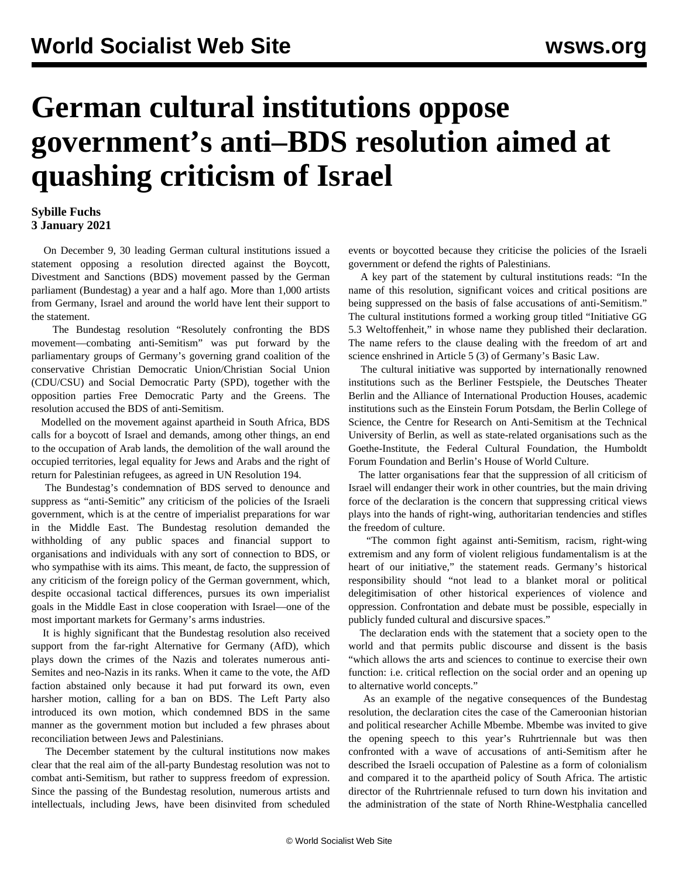# German cultural institutions oppose government's anti–BDS resolution aimed at quashing criticism of Israel

**Sybille Fuchs**
**3 January 2021**

On December 9, 30 leading German cultural institutions issued a statement opposing a resolution directed against the Boycott, Divestment and Sanctions (BDS) movement passed by the German parliament (Bundestag) a year and a half ago. More than 1,000 artists from Germany, Israel and around the world have lent their support to the statement.

The Bundestag resolution "Resolutely confronting the BDS movement—combating anti-Semitism" was put forward by the parliamentary groups of Germany's governing grand coalition of the conservative Christian Democratic Union/Christian Social Union (CDU/CSU) and Social Democratic Party (SPD), together with the opposition parties Free Democratic Party and the Greens. The resolution accused the BDS of anti-Semitism.

Modelled on the movement against apartheid in South Africa, BDS calls for a boycott of Israel and demands, among other things, an end to the occupation of Arab lands, the demolition of the wall around the occupied territories, legal equality for Jews and Arabs and the right of return for Palestinian refugees, as agreed in UN Resolution 194.

The Bundestag's condemnation of BDS served to denounce and suppress as "anti-Semitic" any criticism of the policies of the Israeli government, which is at the centre of imperialist preparations for war in the Middle East. The Bundestag resolution demanded the withholding of any public spaces and financial support to organisations and individuals with any sort of connection to BDS, or who sympathise with its aims. This meant, de facto, the suppression of any criticism of the foreign policy of the German government, which, despite occasional tactical differences, pursues its own imperialist goals in the Middle East in close cooperation with Israel—one of the most important markets for Germany's arms industries.

It is highly significant that the Bundestag resolution also received support from the far-right Alternative for Germany (AfD), which plays down the crimes of the Nazis and tolerates numerous anti-Semites and neo-Nazis in its ranks. When it came to the vote, the AfD faction abstained only because it had put forward its own, even harsher motion, calling for a ban on BDS. The Left Party also introduced its own motion, which condemned BDS in the same manner as the government motion but included a few phrases about reconciliation between Jews and Palestinians.

The December statement by the cultural institutions now makes clear that the real aim of the all-party Bundestag resolution was not to combat anti-Semitism, but rather to suppress freedom of expression. Since the passing of the Bundestag resolution, numerous artists and intellectuals, including Jews, have been disinvited from scheduled events or boycotted because they criticise the policies of the Israeli government or defend the rights of Palestinians.

A key part of the statement by cultural institutions reads: "In the name of this resolution, significant voices and critical positions are being suppressed on the basis of false accusations of anti-Semitism." The cultural institutions formed a working group titled "Initiative GG 5.3 Weltoffenheit," in whose name they published their declaration. The name refers to the clause dealing with the freedom of art and science enshrined in Article 5 (3) of Germany's Basic Law.

The cultural initiative was supported by internationally renowned institutions such as the Berliner Festspiele, the Deutsches Theater Berlin and the Alliance of International Production Houses, academic institutions such as the Einstein Forum Potsdam, the Berlin College of Science, the Centre for Research on Anti-Semitism at the Technical University of Berlin, as well as state-related organisations such as the Goethe-Institute, the Federal Cultural Foundation, the Humboldt Forum Foundation and Berlin's House of World Culture.

The latter organisations fear that the suppression of all criticism of Israel will endanger their work in other countries, but the main driving force of the declaration is the concern that suppressing critical views plays into the hands of right-wing, authoritarian tendencies and stifles the freedom of culture.

"The common fight against anti-Semitism, racism, right-wing extremism and any form of violent religious fundamentalism is at the heart of our initiative," the statement reads. Germany's historical responsibility should "not lead to a blanket moral or political delegitimisation of other historical experiences of violence and oppression. Confrontation and debate must be possible, especially in publicly funded cultural and discursive spaces."

The declaration ends with the statement that a society open to the world and that permits public discourse and dissent is the basis "which allows the arts and sciences to continue to exercise their own function: i.e. critical reflection on the social order and an opening up to alternative world concepts."

As an example of the negative consequences of the Bundestag resolution, the declaration cites the case of the Cameroonian historian and political researcher Achille Mbembe. Mbembe was invited to give the opening speech to this year's Ruhrtriennale but was then confronted with a wave of accusations of anti-Semitism after he described the Israeli occupation of Palestine as a form of colonialism and compared it to the apartheid policy of South Africa. The artistic director of the Ruhrtriennale refused to turn down his invitation and the administration of the state of North Rhine-Westphalia cancelled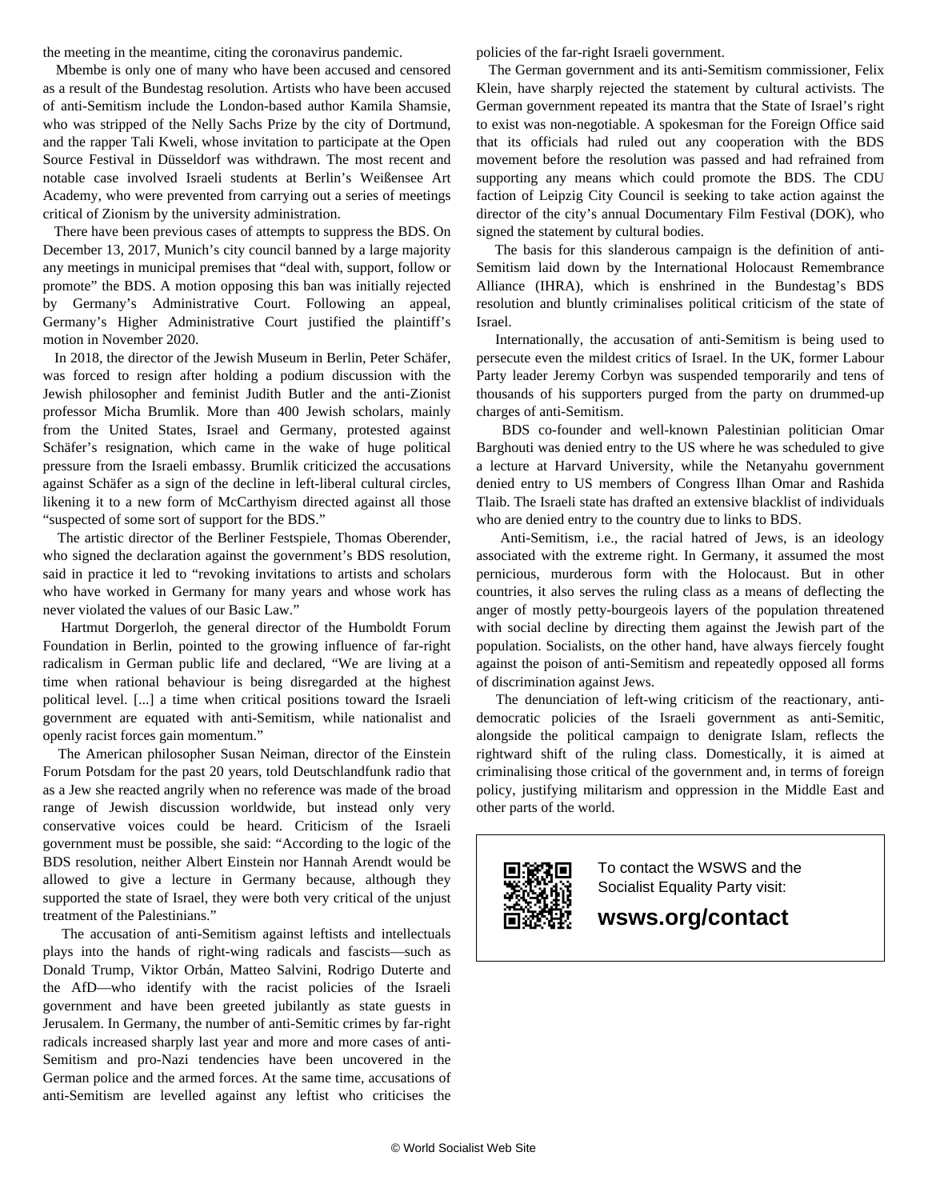the meeting in the meantime, citing the coronavirus pandemic.

Mbembe is only one of many who have been accused and censored as a result of the Bundestag resolution. Artists who have been accused of anti-Semitism include the London-based author Kamila Shamsie, who was stripped of the Nelly Sachs Prize by the city of Dortmund, and the rapper Tali Kweli, whose invitation to participate at the Open Source Festival in Düsseldorf was withdrawn. The most recent and notable case involved Israeli students at Berlin's Weißensee Art Academy, who were prevented from carrying out a series of meetings critical of Zionism by the university administration.

There have been previous cases of attempts to suppress the BDS. On December 13, 2017, Munich's city council banned by a large majority any meetings in municipal premises that "deal with, support, follow or promote" the BDS. A motion opposing this ban was initially rejected by Germany's Administrative Court. Following an appeal, Germany's Higher Administrative Court justified the plaintiff's motion in November 2020.

In 2018, the director of the Jewish Museum in Berlin, Peter Schäfer, was forced to resign after holding a podium discussion with the Jewish philosopher and feminist Judith Butler and the anti-Zionist professor Micha Brumlik. More than 400 Jewish scholars, mainly from the United States, Israel and Germany, protested against Schäfer's resignation, which came in the wake of huge political pressure from the Israeli embassy. Brumlik criticized the accusations against Schäfer as a sign of the decline in left-liberal cultural circles, likening it to a new form of McCarthyism directed against all those "suspected of some sort of support for the BDS."

The artistic director of the Berliner Festspiele, Thomas Oberender, who signed the declaration against the government's BDS resolution, said in practice it led to "revoking invitations to artists and scholars who have worked in Germany for many years and whose work has never violated the values of our Basic Law."

Hartmut Dorgerloh, the general director of the Humboldt Forum Foundation in Berlin, pointed to the growing influence of far-right radicalism in German public life and declared, "We are living at a time when rational behaviour is being disregarded at the highest political level. [...] a time when critical positions toward the Israeli government are equated with anti-Semitism, while nationalist and openly racist forces gain momentum."

The American philosopher Susan Neiman, director of the Einstein Forum Potsdam for the past 20 years, told Deutschlandfunk radio that as a Jew she reacted angrily when no reference was made of the broad range of Jewish discussion worldwide, but instead only very conservative voices could be heard. Criticism of the Israeli government must be possible, she said: "According to the logic of the BDS resolution, neither Albert Einstein nor Hannah Arendt would be allowed to give a lecture in Germany because, although they supported the state of Israel, they were both very critical of the unjust treatment of the Palestinians."

The accusation of anti-Semitism against leftists and intellectuals plays into the hands of right-wing radicals and fascists—such as Donald Trump, Viktor Orbán, Matteo Salvini, Rodrigo Duterte and the AfD—who identify with the racist policies of the Israeli government and have been greeted jubilantly as state guests in Jerusalem. In Germany, the number of anti-Semitic crimes by far-right radicals increased sharply last year and more and more cases of anti-Semitism and pro-Nazi tendencies have been uncovered in the German police and the armed forces. At the same time, accusations of anti-Semitism are levelled against any leftist who criticises the policies of the far-right Israeli government.

The German government and its anti-Semitism commissioner, Felix Klein, have sharply rejected the statement by cultural activists. The German government repeated its mantra that the State of Israel's right to exist was non-negotiable. A spokesman for the Foreign Office said that its officials had ruled out any cooperation with the BDS movement before the resolution was passed and had refrained from supporting any means which could promote the BDS. The CDU faction of Leipzig City Council is seeking to take action against the director of the city's annual Documentary Film Festival (DOK), who signed the statement by cultural bodies.

The basis for this slanderous campaign is the definition of anti-Semitism laid down by the International Holocaust Remembrance Alliance (IHRA), which is enshrined in the Bundestag's BDS resolution and bluntly criminalises political criticism of the state of Israel.

Internationally, the accusation of anti-Semitism is being used to persecute even the mildest critics of Israel. In the UK, former Labour Party leader Jeremy Corbyn was suspended temporarily and tens of thousands of his supporters purged from the party on drummed-up charges of anti-Semitism.

BDS co-founder and well-known Palestinian politician Omar Barghouti was denied entry to the US where he was scheduled to give a lecture at Harvard University, while the Netanyahu government denied entry to US members of Congress Ilhan Omar and Rashida Tlaib. The Israeli state has drafted an extensive blacklist of individuals who are denied entry to the country due to links to BDS.

Anti-Semitism, i.e., the racial hatred of Jews, is an ideology associated with the extreme right. In Germany, it assumed the most pernicious, murderous form with the Holocaust. But in other countries, it also serves the ruling class as a means of deflecting the anger of mostly petty-bourgeois layers of the population threatened with social decline by directing them against the Jewish part of the population. Socialists, on the other hand, have always fiercely fought against the poison of anti-Semitism and repeatedly opposed all forms of discrimination against Jews.

The denunciation of left-wing criticism of the reactionary, anti-democratic policies of the Israeli government as anti-Semitic, alongside the political campaign to denigrate Islam, reflects the rightward shift of the ruling class. Domestically, it is aimed at criminalising those critical of the government and, in terms of foreign policy, justifying militarism and oppression in the Middle East and other parts of the world.

To contact the WSWS and the Socialist Equality Party visit:

**wsws.org/contact**